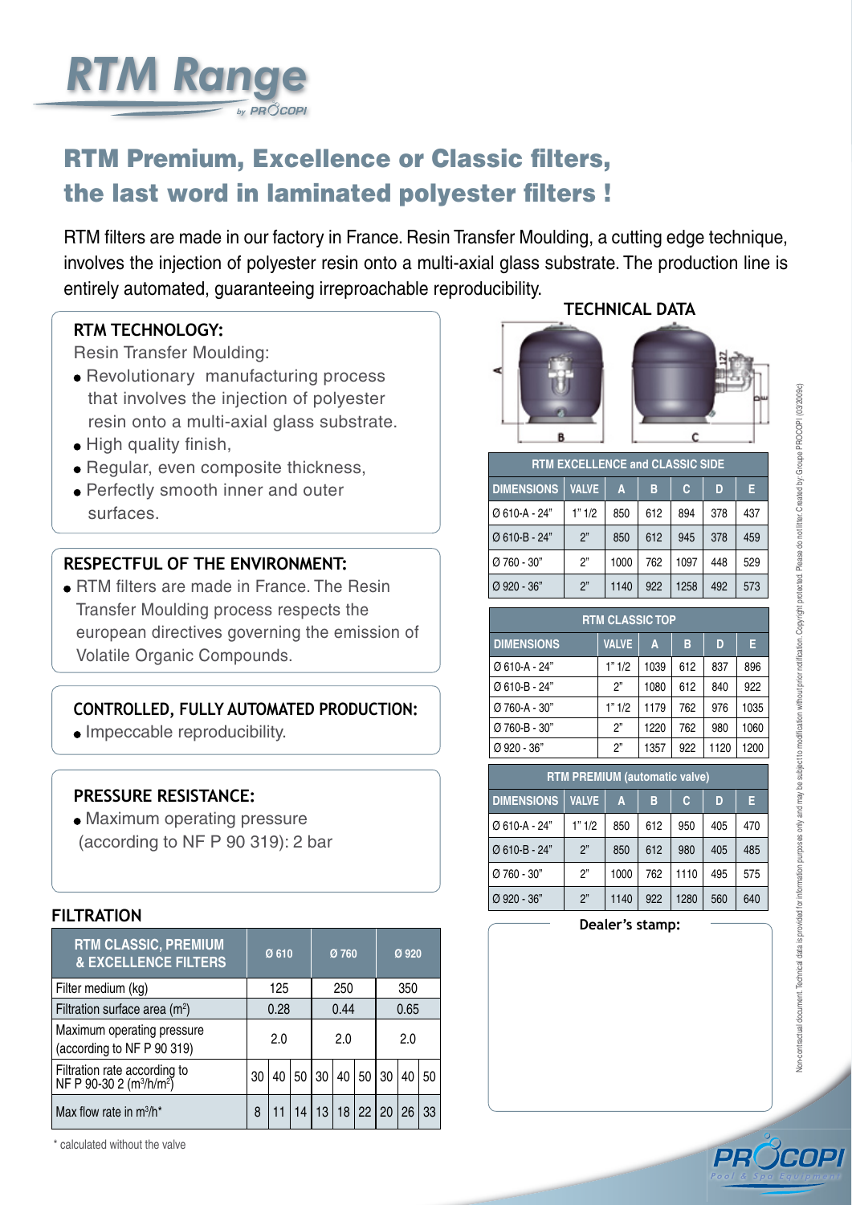# RTM Range

by PROCOPI

## RTM Premium, Excellence or Classic filters, the last word in laminated polyester filters !

RTM filters are made in our factory in France. Resin Transfer Moulding, a cutting edge technique, involves the injection of polyester resin onto a multi-axial glass substrate. The production line is entirely automated, guaranteeing irreproachable reproducibility.

### RTM TECHNOLOGY:

Resin Transfer Moulding:

- Revolutionary manufacturing process that involves the injection of polyester resin onto a multi-axial glass substrate.
- High quality finish,
- Regular, even composite thickness,
- Perfectly smooth inner and outer surfaces.

### RESPECTFUL OF THE ENVIRONMENT:

- RTM filters are made in France. The Resin Transfer Moulding process respects the european directives governing the emission of Volatile Organic Compounds.

### CONTROLLED, FULLY AUTOMATED PRODUCTION:

- Impeccable reproducibility.

### PRESSURE RESISTANCE:

- Maximum operating pressure (according to NF P 90 319): 2 bar

### FILTRATION

| RTM CLASSIC, PREMIUM & EXCELLENCE FILTERS | Ø 610 | | | Ø 760 | | | Ø 920 | | |
|---|---|---|---|---|---|---|---|---|---|
| Filter medium (kg) | 125 | | | 250 | | | 350 | | |
| Filtration surface area (m²) | 0.28 | | | 0.44 | | | 0.65 | | |
| Maximum operating pressure (according to NF P 90 319) | 2.0 | | | 2.0 | | | 2.0 | | |
| Filtration rate according to NF P 90-30 2 (m³/h/m²) | 30 | 40 | 50 | 30 | 40 | 50 | 30 | 40 | 50 |
| Max flow rate in m³/h* | 8 | 11 | 14 | 13 | 18 | 22 | 20 | 26 | 33 |

\* calculated without the valve

### TECHNICAL DATA

| RTM EXCELLENCE and CLASSIC SIDE | | | | | | |
|---|---|---|---|---|---|---|
| DIMENSIONS | VALVE | A | B | C | D | E |
| Ø 610-A - 24" | 1" 1/2 | 850 | 612 | 894 | 378 | 437 |
| Ø 610-B - 24" | 2" | 850 | 612 | 945 | 378 | 459 |
| Ø 760 - 30" | 2" | 1000 | 762 | 1097 | 448 | 529 |
| Ø 920 - 36" | 2" | 1140 | 922 | 1258 | 492 | 573 |

| RTM CLASSIC TOP | | | | | |
|---|---|---|---|---|---|
| DIMENSIONS | VALVE | A | B | D | E |
| Ø 610-A - 24" | 1" 1/2 | 1039 | 612 | 837 | 896 |
| Ø 610-B - 24" | 2" | 1080 | 612 | 840 | 922 |
| Ø 760-A - 30" | 1" 1/2 | 1179 | 762 | 976 | 1035 |
| Ø 760-B - 30" | 2" | 1220 | 762 | 980 | 1060 |
| Ø 920 - 36" | 2" | 1357 | 922 | 1120 | 1200 |

| RTM PREMIUM (automatic valve) | | | | | | |
|---|---|---|---|---|---|---|
| DIMENSIONS | VALVE | A | B | C | D | E |
| Ø 610-A - 24" | 1" 1/2 | 850 | 612 | 950 | 405 | 470 |
| Ø 610-B - 24" | 2" | 850 | 612 | 980 | 405 | 485 |
| Ø 760 - 30" | 2" | 1000 | 762 | 1110 | 495 | 575 |
| Ø 920 - 36" | 2" | 1140 | 922 | 1280 | 560 | 640 |

Dealer's stamp:

Non-contractual document. Technical data is provided for information purposes only and may be subject to modification without prior notification. Copyright protected. Please do not litter. Created by: Groupe PROCOPI (03/2009c)

PROCOPI Pool & Spa Equipment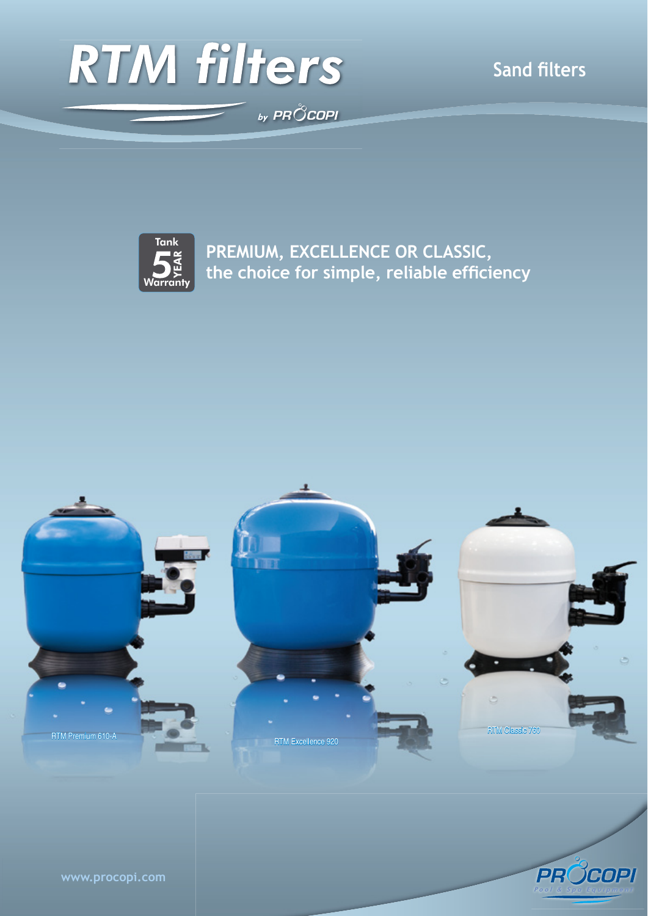# RTM filters

by PROCOPI

## Sand filters

Tank 5 YEAR Warranty

**PREMIUM, EXCELLENCE OR CLASSIC, the choice for simple, reliable efficiency**

RTM Premium 610-A

RTM Excellence 920

RTM Classic 760

www.procopi.com

PROCOPI Pool & Spa Equipment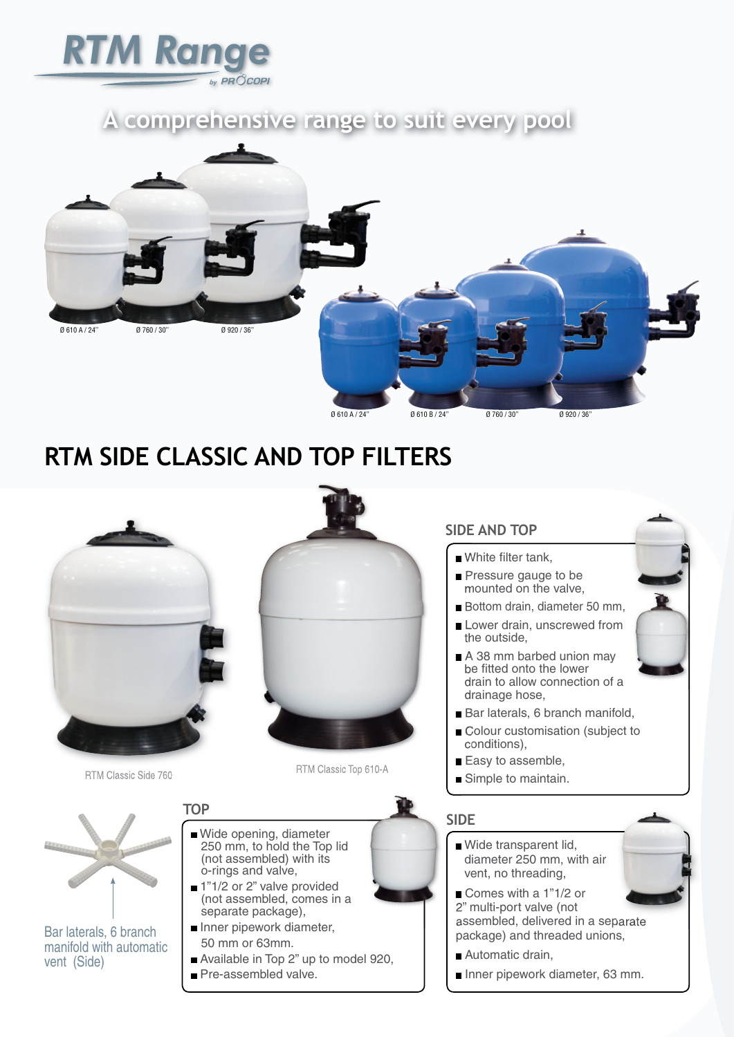# RTM Range

by PROCOPI

## A comprehensive range to suit every pool

Ø 610 A / 24" Ø 760 / 30" Ø 920 / 36"

Ø 610 A / 24" Ø 610 B / 24" Ø 760 / 30" Ø 920 / 36"

# RTM SIDE CLASSIC AND TOP FILTERS

RTM Classic Side 760

RTM Classic Top 610-A

Bar laterals, 6 branch manifold with automatic vent (Side)

### SIDE AND TOP

- White filter tank,
- Pressure gauge to be mounted on the valve,
- Bottom drain, diameter 50 mm,
- Lower drain, unscrewed from the outside,
- A 38 mm barbed union may be fitted onto the lower drain to allow connection of a drainage hose,
- Bar laterals, 6 branch manifold,
- Colour customisation (subject to conditions),
- Easy to assemble,
- Simple to maintain.

### TOP

- Wide opening, diameter 250 mm, to hold the Top lid (not assembled) with its o-rings and valve,
- 1"1/2 or 2" valve provided (not assembled, comes in a separate package),
- Inner pipework diameter, 50 mm or 63mm.
- Available in Top 2" up to model 920,
- Pre-assembled valve.

### SIDE

- Wide transparent lid, diameter 250 mm, with air vent, no threading,
- Comes with a 1"1/2 or 2" multi-port valve (not assembled, delivered in a separate package) and threaded unions,
- Automatic drain,
- Inner pipework diameter, 63 mm.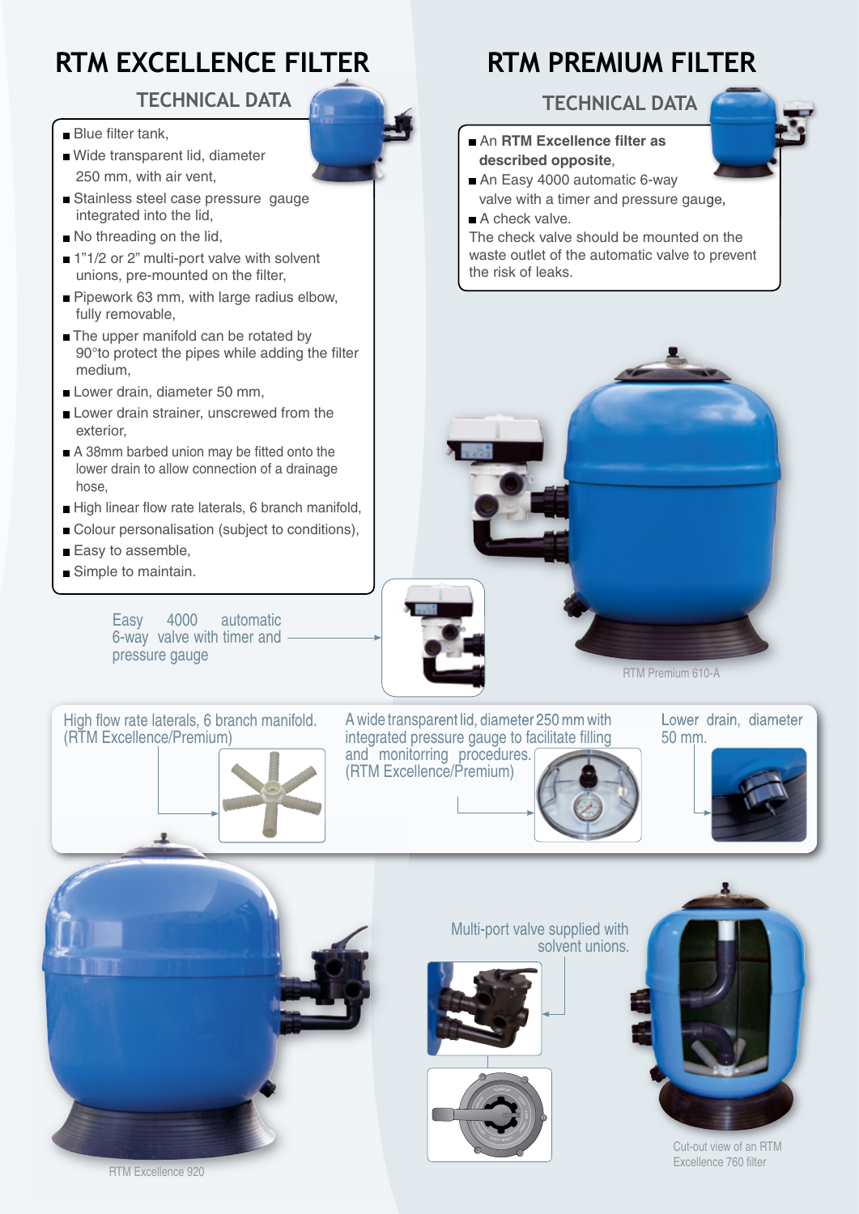# RTM EXCELLENCE FILTER

## TECHNICAL DATA

- Blue filter tank,
- Wide transparent lid, diameter 250 mm, with air vent,
- Stainless steel case pressure gauge integrated into the lid,
- No threading on the lid,
- 1"1/2 or 2" multi-port valve with solvent unions, pre-mounted on the filter,
- Pipework 63 mm, with large radius elbow, fully removable,
- The upper manifold can be rotated by 90°to protect the pipes while adding the filter medium,
- Lower drain, diameter 50 mm,
- Lower drain strainer, unscrewed from the exterior,
- A 38mm barbed union may be fitted onto the lower drain to allow connection of a drainage hose,
- High linear flow rate laterals, 6 branch manifold,
- Colour personalisation (subject to conditions),
- Easy to assemble,
- Simple to maintain.

# RTM PREMIUM FILTER

## TECHNICAL DATA

- An **RTM Excellence filter as described opposite**,
- An Easy 4000 automatic 6-way valve with a timer and pressure gauge,
- A check valve.

The check valve should be mounted on the waste outlet of the automatic valve to prevent the risk of leaks.

Easy 4000 automatic 6-way valve with timer and pressure gauge

RTM Premium 610-A

High flow rate laterals, 6 branch manifold. (RTM Excellence/Premium)

A wide transparent lid, diameter 250 mm with integrated pressure gauge to facilitate filling and monitoring procedures. (RTM Excellence/Premium)

Lower drain, diameter 50 mm.

RTM Excellence 920

Multi-port valve supplied with solvent unions.

Cut-out view of an RTM Excellence 760 filter